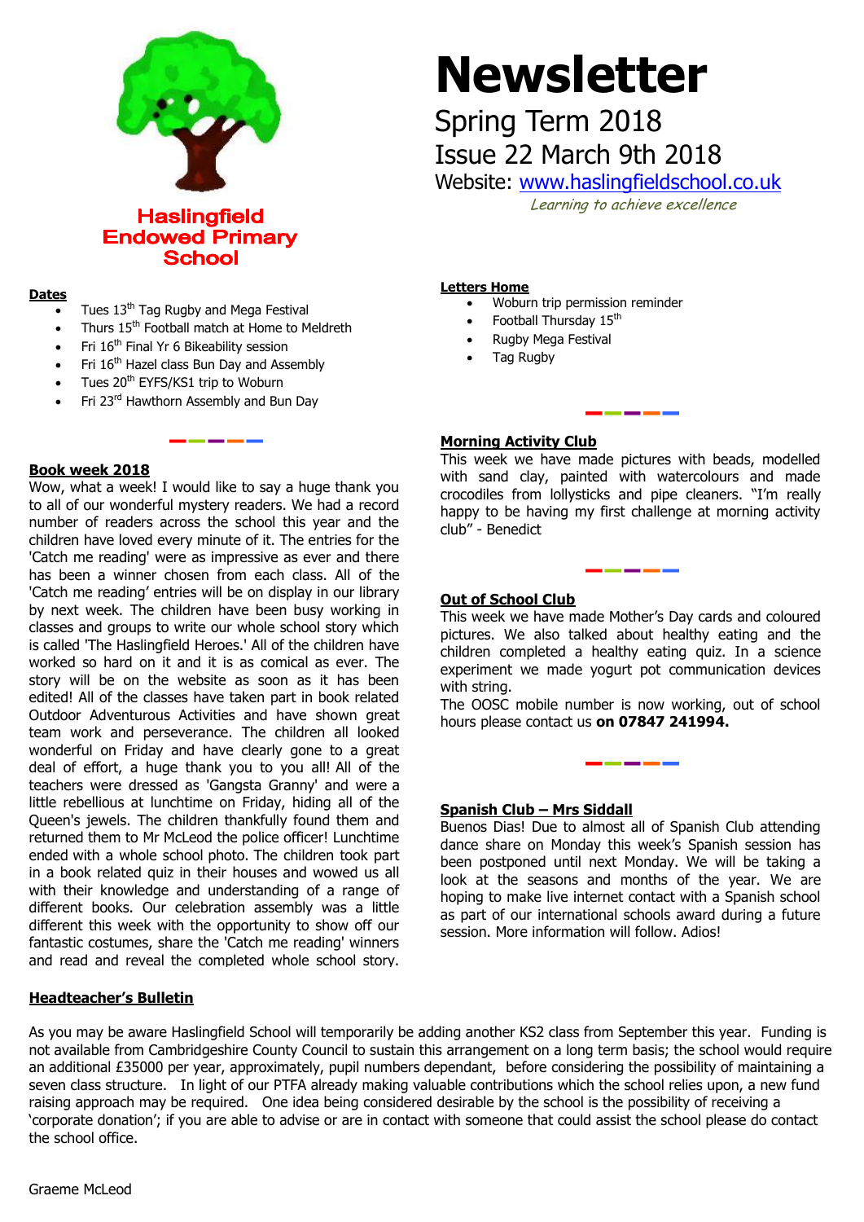**Haslingfield Endowed Primary School**

# Newsletter

Spring Term 2018

Issue 22 March 9th 2018

Website: www.haslingfieldschool.co.uk

*Learning to achieve excellence*

## Dates

- Tues 13th Tag Rugby and Mega Festival
- Thurs 15th Football match at Home to Meldreth
- Fri 16th Final Yr 6 Bikeability session
- Fri 16th Hazel class Bun Day and Assembly
- Tues 20th EYFS/KS1 trip to Woburn
- Fri 23rd Hawthorn Assembly and Bun Day

## Book week 2018

Wow, what a week! I would like to say a huge thank you to all of our wonderful mystery readers. We had a record number of readers across the school this year and the children have loved every minute of it. The entries for the 'Catch me reading' were as impressive as ever and there has been a winner chosen from each class. All of the 'Catch me reading' entries will be on display in our library by next week. The children have been busy working in classes and groups to write our whole school story which is called 'The Haslingfield Heroes.' All of the children have worked so hard on it and it is as comical as ever. The story will be on the website as soon as it has been edited! All of the classes have taken part in book related Outdoor Adventurous Activities and have shown great team work and perseverance. The children all looked wonderful on Friday and have clearly gone to a great deal of effort, a huge thank you to you all! All of the teachers were dressed as 'Gangsta Granny' and were a little rebellious at lunchtime on Friday, hiding all of the Queen's jewels. The children thankfully found them and returned them to Mr McLeod the police officer! Lunchtime ended with a whole school photo. The children took part in a book related quiz in their houses and wowed us all with their knowledge and understanding of a range of different books. Our celebration assembly was a little different this week with the opportunity to show off our fantastic costumes, share the 'Catch me reading' winners and read and reveal the completed whole school story.

## Letters Home

- Woburn trip permission reminder
- Football Thursday 15th
- Rugby Mega Festival
- Tag Rugby

## Morning Activity Club

This week we have made pictures with beads, modelled with sand clay, painted with watercolours and made crocodiles from lollysticks and pipe cleaners. "I'm really happy to be having my first challenge at morning activity club" - Benedict

## Out of School Club

This week we have made Mother's Day cards and coloured pictures. We also talked about healthy eating and the children completed a healthy eating quiz. In a science experiment we made yogurt pot communication devices with string.

The OOSC mobile number is now working, out of school hours please contact us **on 07847 241994.**

## Spanish Club – Mrs Siddall

Buenos Dias! Due to almost all of Spanish Club attending dance share on Monday this week's Spanish session has been postponed until next Monday. We will be taking a look at the seasons and months of the year. We are hoping to make live internet contact with a Spanish school as part of our international schools award during a future session. More information will follow. Adios!

## Headteacher's Bulletin

As you may be aware Haslingfield School will temporarily be adding another KS2 class from September this year. Funding is not available from Cambridgeshire County Council to sustain this arrangement on a long term basis; the school would require an additional £35000 per year, approximately, pupil numbers dependant, before considering the possibility of maintaining a seven class structure. In light of our PTFA already making valuable contributions which the school relies upon, a new fund raising approach may be required. One idea being considered desirable by the school is the possibility of receiving a 'corporate donation'; if you are able to advise or are in contact with someone that could assist the school please do contact the school office.

Graeme McLeod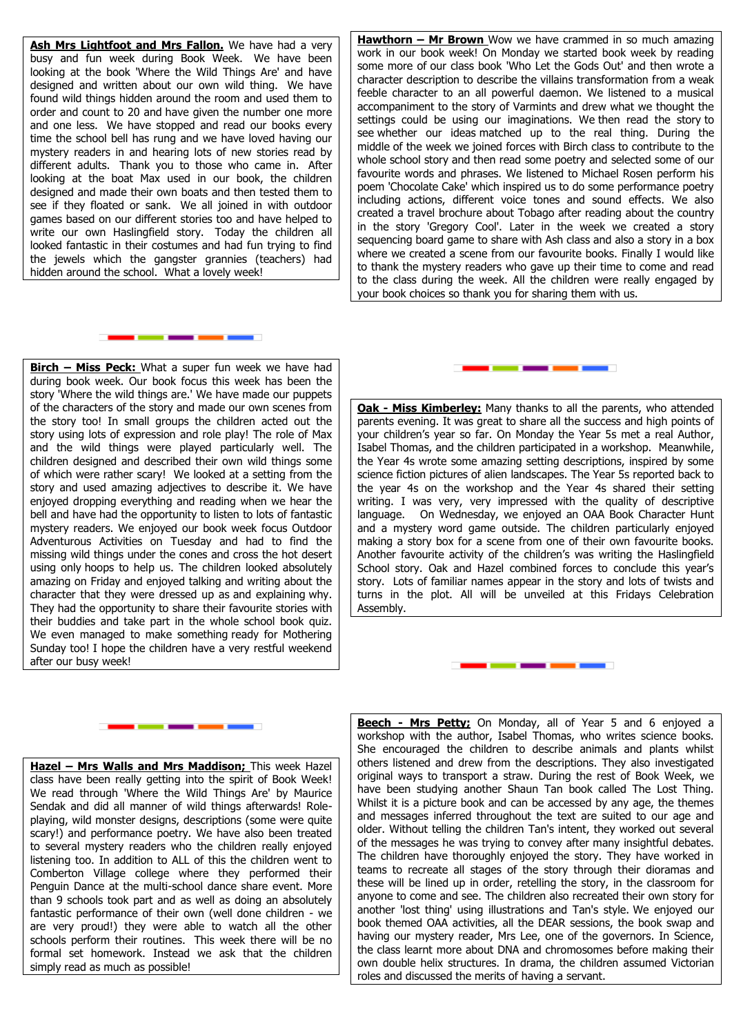**Ash Mrs Lightfoot and Mrs Fallon.** We have had a very busy and fun week during Book Week. We have been looking at the book 'Where the Wild Things Are' and have designed and written about our own wild thing. We have found wild things hidden around the room and used them to order and count to 20 and have given the number one more and one less. We have stopped and read our books every time the school bell has rung and we have loved having our mystery readers in and hearing lots of new stories read by different adults. Thank you to those who came in. After looking at the boat Max used in our book, the children designed and made their own boats and then tested them to see if they floated or sank. We all joined in with outdoor games based on our different stories too and have helped to write our own Haslingfield story. Today the children all looked fantastic in their costumes and had fun trying to find the jewels which the gangster grannies (teachers) had hidden around the school. What a lovely week!

**Birch – Miss Peck:** What a super fun week we have had during book week. Our book focus this week has been the story 'Where the wild things are.' We have made our puppets of the characters of the story and made our own screens for the story too! In small groups the children acted out the story using lots of expression and role play! The role of Max and the wild things were played particularly well. The children designed and described their own wild things some of which were rather scary! We looked at a setting from the story and used amazing adjectives to describe it. We have enjoyed dropping everything and reading when we hear the bell and have had the opportunity to listen to lots of fantastic mystery readers. We enjoyed our book week focus Outdoor Adventurous Activities on Tuesday and had to find the missing wild things under the cones and cross the hot desert using only hoops to help us. The children looked absolutely amazing on Friday and enjoyed talking and writing about the character that they were dressed up as and explaining why. They had the opportunity to share their favourite stories with their buddies and take part in the whole school book quiz. We even managed to make something ready for Mothering Sunday too! I hope the children have a very restful weekend after our busy week!

**Hazel – Mrs Walls and Mrs Maddison;** This week Hazel class have been really getting into the spirit of Book Week! We read through 'Where the Wild Things Are' by Maurice Sendak and did all manner of wild things afterwards! Role-playing, wild monster designs, descriptions (some were quite scary!) and performance poetry. We have also been treated to several mystery readers who the children really enjoyed listening too. In addition to ALL of this the children went to Comberton Village college where they performed their Penguin Dance at the multi-school dance share event. More than 9 schools took part and as well as doing an absolutely fantastic performance of their own (well done children - we are very proud!) they were able to watch all the other schools perform their routines. This week there will be no formal set homework. Instead we ask that the children simply read as much as possible!

**Hawthorn – Mr Brown** Wow we have crammed in so much amazing work in our book week! On Monday we started book week by reading some more of our class book 'Who Let the Gods Out' and then wrote a character description to describe the villains transformation from a weak feeble character to an all powerful daemon. We listened to a musical accompaniment to the story of Varmints and drew what we thought the settings could be using our imaginations. We then read the story to see whether our ideas matched up to the real thing. During the middle of the week we joined forces with Birch class to contribute to the whole school story and then read some poetry and selected some of our favourite words and phrases. We listened to Michael Rosen perform his poem 'Chocolate Cake' which inspired us to do some performance poetry including actions, different voice tones and sound effects. We also created a travel brochure about Tobago after reading about the country in the story 'Gregory Cool'. Later in the week we created a story sequencing board game to share with Ash class and also a story in a box where we created a scene from our favourite books. Finally I would like to thank the mystery readers who gave up their time to come and read to the class during the week. All the children were really engaged by your book choices so thank you for sharing them with us.

**Oak - Miss Kimberley:** Many thanks to all the parents, who attended parents evening. It was great to share all the success and high points of your children's year so far. On Monday the Year 5s met a real Author, Isabel Thomas, and the children participated in a workshop. Meanwhile, the Year 4s wrote some amazing setting descriptions, inspired by some science fiction pictures of alien landscapes. The Year 5s reported back to the year 4s on the workshop and the Year 4s shared their setting writing. I was very, very impressed with the quality of descriptive language. On Wednesday, we enjoyed an OAA Book Character Hunt and a mystery word game outside. The children particularly enjoyed making a story box for a scene from one of their own favourite books. Another favourite activity of the children's was writing the Haslingfield School story. Oak and Hazel combined forces to conclude this year's story. Lots of familiar names appear in the story and lots of twists and turns in the plot. All will be unveiled at this Fridays Celebration Assembly.

**Beech - Mrs Petty;** On Monday, all of Year 5 and 6 enjoyed a workshop with the author, Isabel Thomas, who writes science books. She encouraged the children to describe animals and plants whilst others listened and drew from the descriptions. They also investigated original ways to transport a straw. During the rest of Book Week, we have been studying another Shaun Tan book called The Lost Thing. Whilst it is a picture book and can be accessed by any age, the themes and messages inferred throughout the text are suited to our age and older. Without telling the children Tan's intent, they worked out several of the messages he was trying to convey after many insightful debates. The children have thoroughly enjoyed the story. They have worked in teams to recreate all stages of the story through their dioramas and these will be lined up in order, retelling the story, in the classroom for anyone to come and see. The children also recreated their own story for another 'lost thing' using illustrations and Tan's style. We enjoyed our book themed OAA activities, all the DEAR sessions, the book swap and having our mystery reader, Mrs Lee, one of the governors. In Science, the class learnt more about DNA and chromosomes before making their own double helix structures. In drama, the children assumed Victorian roles and discussed the merits of having a servant.